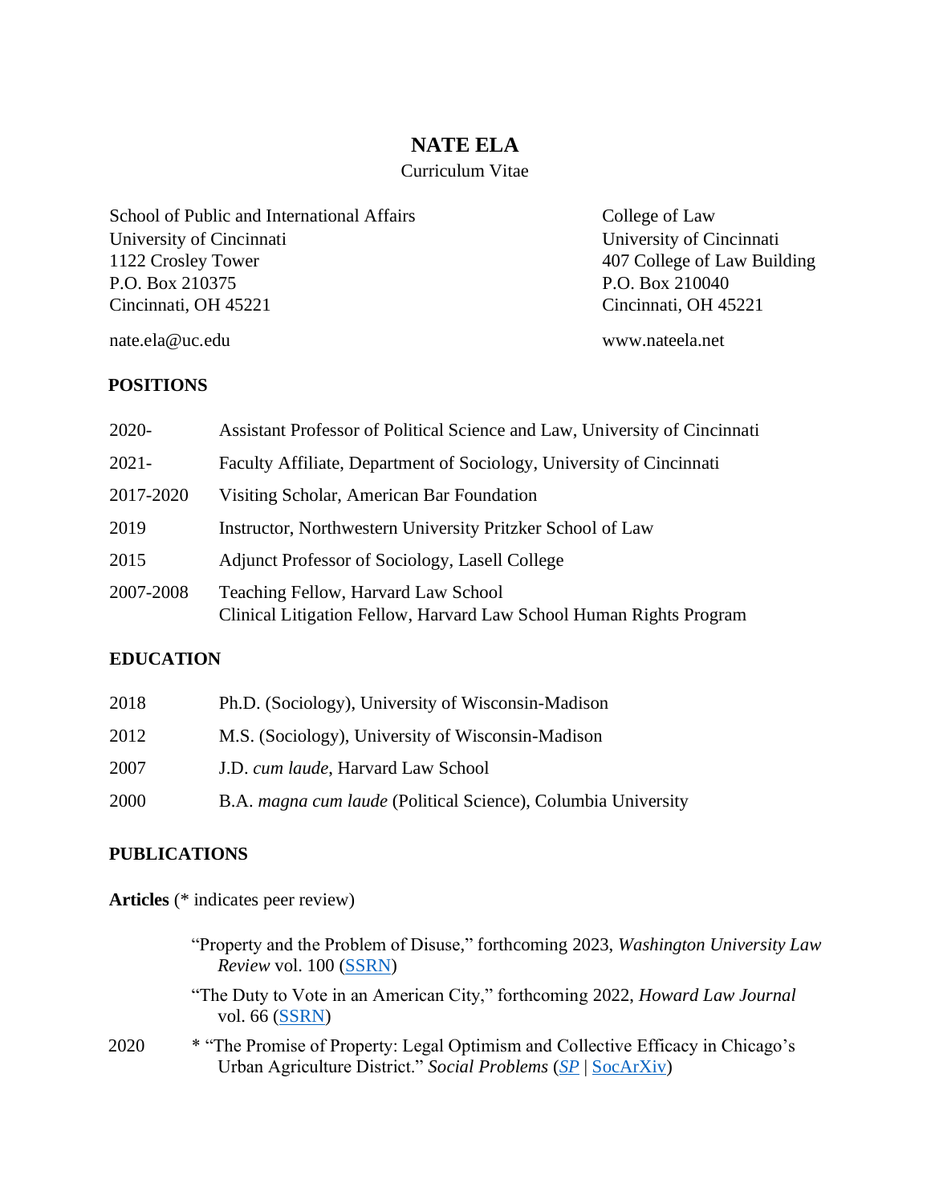# NATE ELA

Curriculum Vitae

School of Public and International Affairs
University of Cincinnati
1122 Crosley Tower
P.O. Box 210375
Cincinnati, OH 45221

nate.ela@uc.edu

College of Law
University of Cincinnati
407 College of Law Building
P.O. Box 210040
Cincinnati, OH 45221

www.nateela.net

## POSITIONS

| | |
|---|---|
| 2020- | Assistant Professor of Political Science and Law, University of Cincinnati |
| 2021- | Faculty Affiliate, Department of Sociology, University of Cincinnati |
| 2017-2020 | Visiting Scholar, American Bar Foundation |
| 2019 | Instructor, Northwestern University Pritzker School of Law |
| 2015 | Adjunct Professor of Sociology, Lasell College |
| 2007-2008 | Teaching Fellow, Harvard Law School<br>Clinical Litigation Fellow, Harvard Law School Human Rights Program |

## EDUCATION

| | |
|---|---|
| 2018 | Ph.D. (Sociology), University of Wisconsin-Madison |
| 2012 | M.S. (Sociology), University of Wisconsin-Madison |
| 2007 | J.D. *cum laude*, Harvard Law School |
| 2000 | B.A. *magna cum laude* (Political Science), Columbia University |

## PUBLICATIONS

**Articles** (* indicates peer review)

“Property and the Problem of Disuse,” forthcoming 2023, *Washington University Law Review* vol. 100 (SSRN)

“The Duty to Vote in an American City,” forthcoming 2022, *Howard Law Journal* vol. 66 (SSRN)

2020 * “The Promise of Property: Legal Optimism and Collective Efficacy in Chicago’s Urban Agriculture District.” *Social Problems* (*SP* | SocArXiv)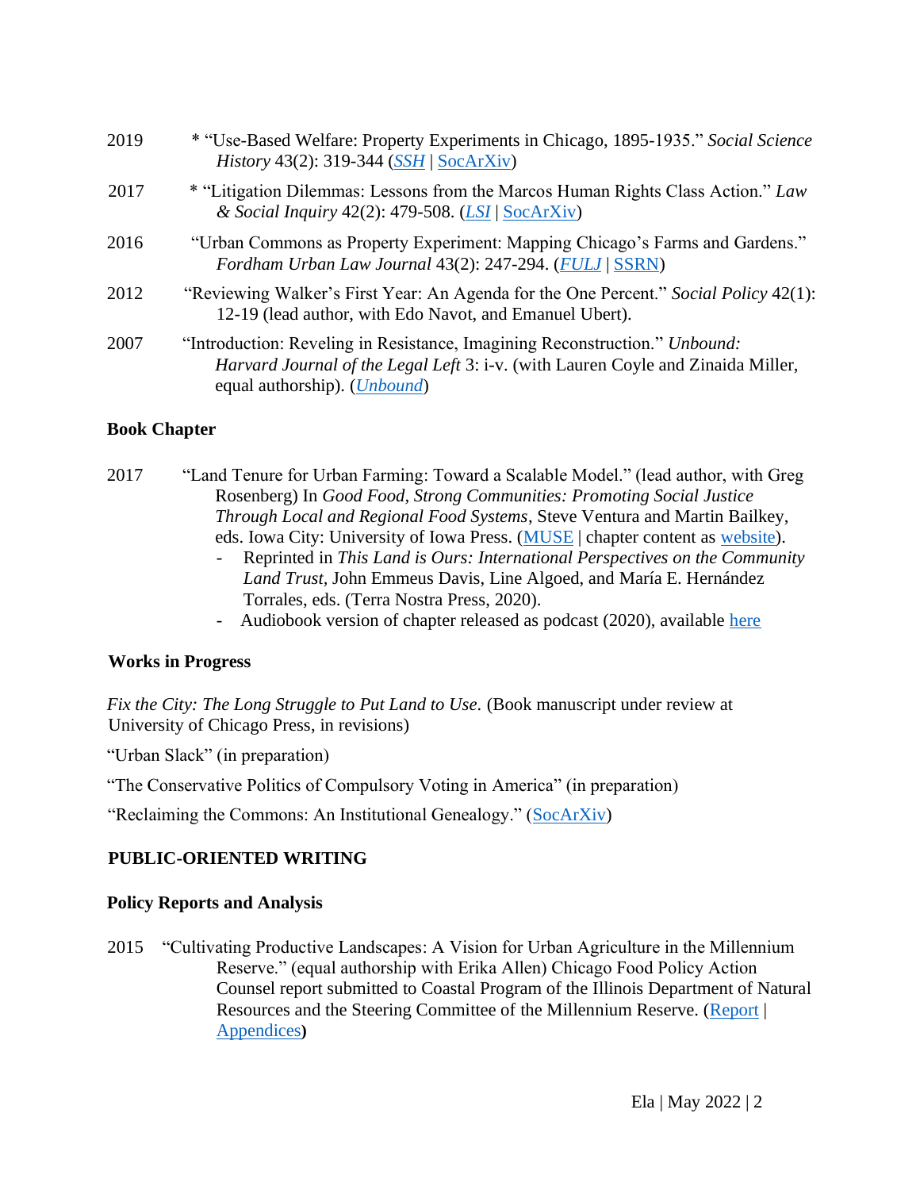2019 * "Use-Based Welfare: Property Experiments in Chicago, 1895-1935." *Social Science History* 43(2): 319-344 (*SSH* | SocArXiv)

2017 * "Litigation Dilemmas: Lessons from the Marcos Human Rights Class Action." *Law & Social Inquiry* 42(2): 479-508. (*LSI* | SocArXiv)

2016 "Urban Commons as Property Experiment: Mapping Chicago's Farms and Gardens." *Fordham Urban Law Journal* 43(2): 247-294. (*FULJ* | SSRN)

2012 "Reviewing Walker's First Year: An Agenda for the One Percent." *Social Policy* 42(1): 12-19 (lead author, with Edo Navot, and Emanuel Ubert).

2007 "Introduction: Reveling in Resistance, Imagining Reconstruction." *Unbound: Harvard Journal of the Legal Left* 3: i-v. (with Lauren Coyle and Zinaida Miller, equal authorship). (*Unbound*)

### Book Chapter

2017 "Land Tenure for Urban Farming: Toward a Scalable Model." (lead author, with Greg Rosenberg) In *Good Food, Strong Communities: Promoting Social Justice Through Local and Regional Food Systems*, Steve Ventura and Martin Bailkey, eds. Iowa City: University of Iowa Press. (MUSE | chapter content as website).

- Reprinted in *This Land is Ours: International Perspectives on the Community Land Trust*, John Emmeus Davis, Line Algoed, and María E. Hernández Torrales, eds. (Terra Nostra Press, 2020).
- Audiobook version of chapter released as podcast (2020), available here

### Works in Progress

*Fix the City: The Long Struggle to Put Land to Use.* (Book manuscript under review at University of Chicago Press, in revisions)

"Urban Slack" (in preparation)

"The Conservative Politics of Compulsory Voting in America" (in preparation)

"Reclaiming the Commons: An Institutional Genealogy." (SocArXiv)

## PUBLIC-ORIENTED WRITING

### Policy Reports and Analysis

2015 "Cultivating Productive Landscapes: A Vision for Urban Agriculture in the Millennium Reserve." (equal authorship with Erika Allen) Chicago Food Policy Action Counsel report submitted to Coastal Program of the Illinois Department of Natural Resources and the Steering Committee of the Millennium Reserve. (Report | Appendices)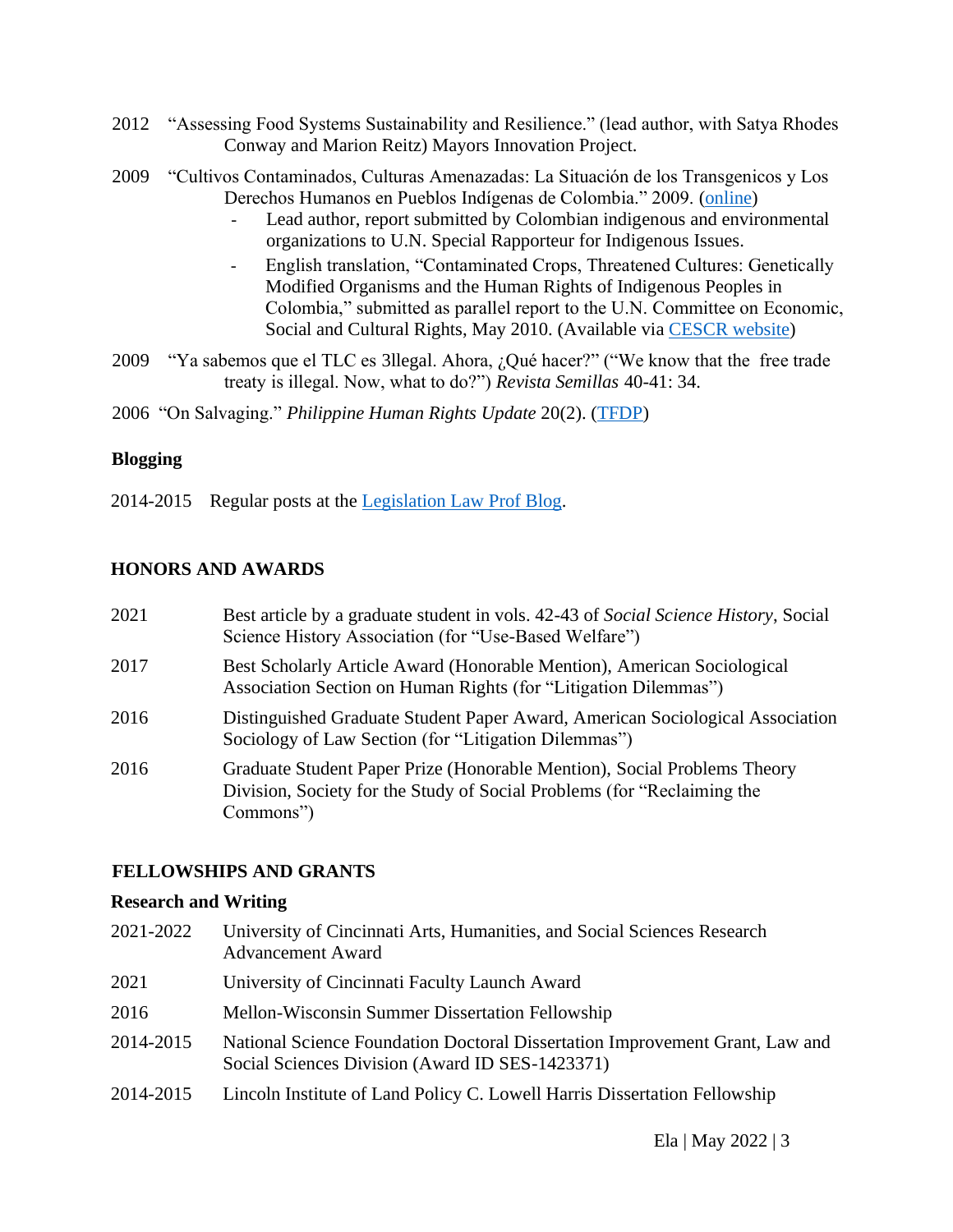2012 "Assessing Food Systems Sustainability and Resilience." (lead author, with Satya Rhodes Conway and Marion Reitz) Mayors Innovation Project.

2009 "Cultivos Contaminados, Culturas Amenazadas: La Situación de los Transgenicos y Los Derechos Humanos en Pueblos Indígenas de Colombia." 2009. (online)

- Lead author, report submitted by Colombian indigenous and environmental organizations to U.N. Special Rapporteur for Indigenous Issues.
- English translation, "Contaminated Crops, Threatened Cultures: Genetically Modified Organisms and the Human Rights of Indigenous Peoples in Colombia," submitted as parallel report to the U.N. Committee on Economic, Social and Cultural Rights, May 2010. (Available via CESCR website)

2009 "Ya sabemos que el TLC es 3llegal. Ahora, ¿Qué hacer?" ("We know that the free trade treaty is illegal. Now, what to do?") *Revista Semillas* 40-41: 34.

2006 "On Salvaging." *Philippine Human Rights Update* 20(2). (TFDP)

**Blogging**

2014-2015 Regular posts at the Legislation Law Prof Blog.

## HONORS AND AWARDS

2021 Best article by a graduate student in vols. 42-43 of *Social Science History*, Social Science History Association (for "Use-Based Welfare")

2017 Best Scholarly Article Award (Honorable Mention), American Sociological Association Section on Human Rights (for "Litigation Dilemmas")

2016 Distinguished Graduate Student Paper Award, American Sociological Association Sociology of Law Section (for "Litigation Dilemmas")

2016 Graduate Student Paper Prize (Honorable Mention), Social Problems Theory Division, Society for the Study of Social Problems (for "Reclaiming the Commons")

## FELLOWSHIPS AND GRANTS

**Research and Writing**

2021-2022 University of Cincinnati Arts, Humanities, and Social Sciences Research Advancement Award

2021 University of Cincinnati Faculty Launch Award

2016 Mellon-Wisconsin Summer Dissertation Fellowship

2014-2015 National Science Foundation Doctoral Dissertation Improvement Grant, Law and Social Sciences Division (Award ID SES-1423371)

2014-2015 Lincoln Institute of Land Policy C. Lowell Harris Dissertation Fellowship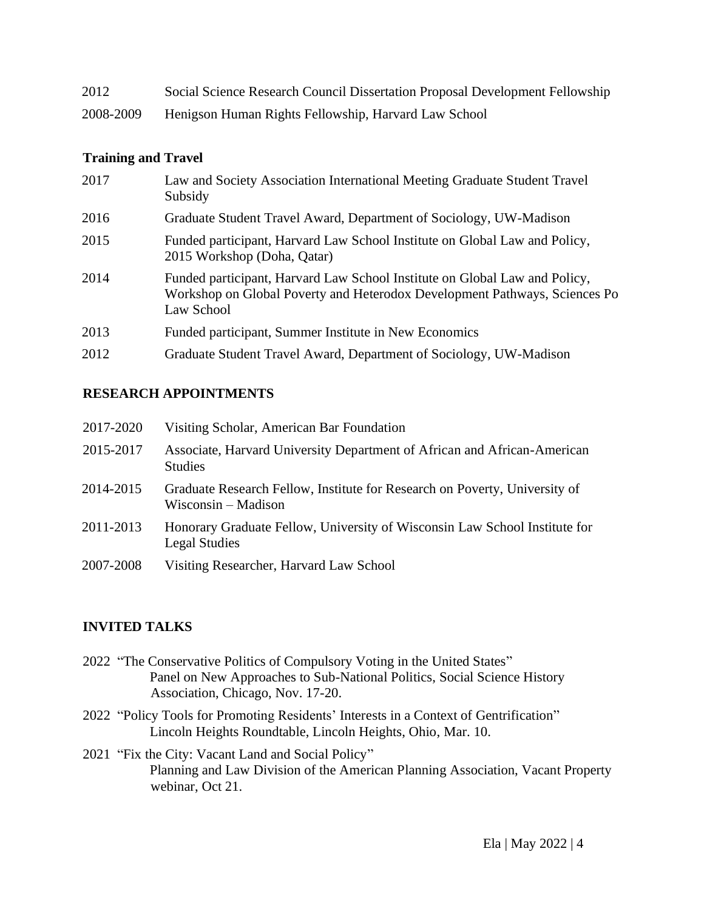2012 Social Science Research Council Dissertation Proposal Development Fellowship

2008-2009 Henigson Human Rights Fellowship, Harvard Law School

**Training and Travel**

2017 Law and Society Association International Meeting Graduate Student Travel Subsidy

2016 Graduate Student Travel Award, Department of Sociology, UW-Madison

2015 Funded participant, Harvard Law School Institute on Global Law and Policy, 2015 Workshop (Doha, Qatar)

2014 Funded participant, Harvard Law School Institute on Global Law and Policy, Workshop on Global Poverty and Heterodox Development Pathways, Sciences Po Law School

2013 Funded participant, Summer Institute in New Economics

2012 Graduate Student Travel Award, Department of Sociology, UW-Madison

## RESEARCH APPOINTMENTS

2017-2020 Visiting Scholar, American Bar Foundation

2015-2017 Associate, Harvard University Department of African and African-American Studies

2014-2015 Graduate Research Fellow, Institute for Research on Poverty, University of Wisconsin – Madison

2011-2013 Honorary Graduate Fellow, University of Wisconsin Law School Institute for Legal Studies

2007-2008 Visiting Researcher, Harvard Law School

## INVITED TALKS

2022 "The Conservative Politics of Compulsory Voting in the United States"
Panel on New Approaches to Sub-National Politics, Social Science History Association, Chicago, Nov. 17-20.

2022 "Policy Tools for Promoting Residents' Interests in a Context of Gentrification"
Lincoln Heights Roundtable, Lincoln Heights, Ohio, Mar. 10.

2021 "Fix the City: Vacant Land and Social Policy"
Planning and Law Division of the American Planning Association, Vacant Property webinar, Oct 21.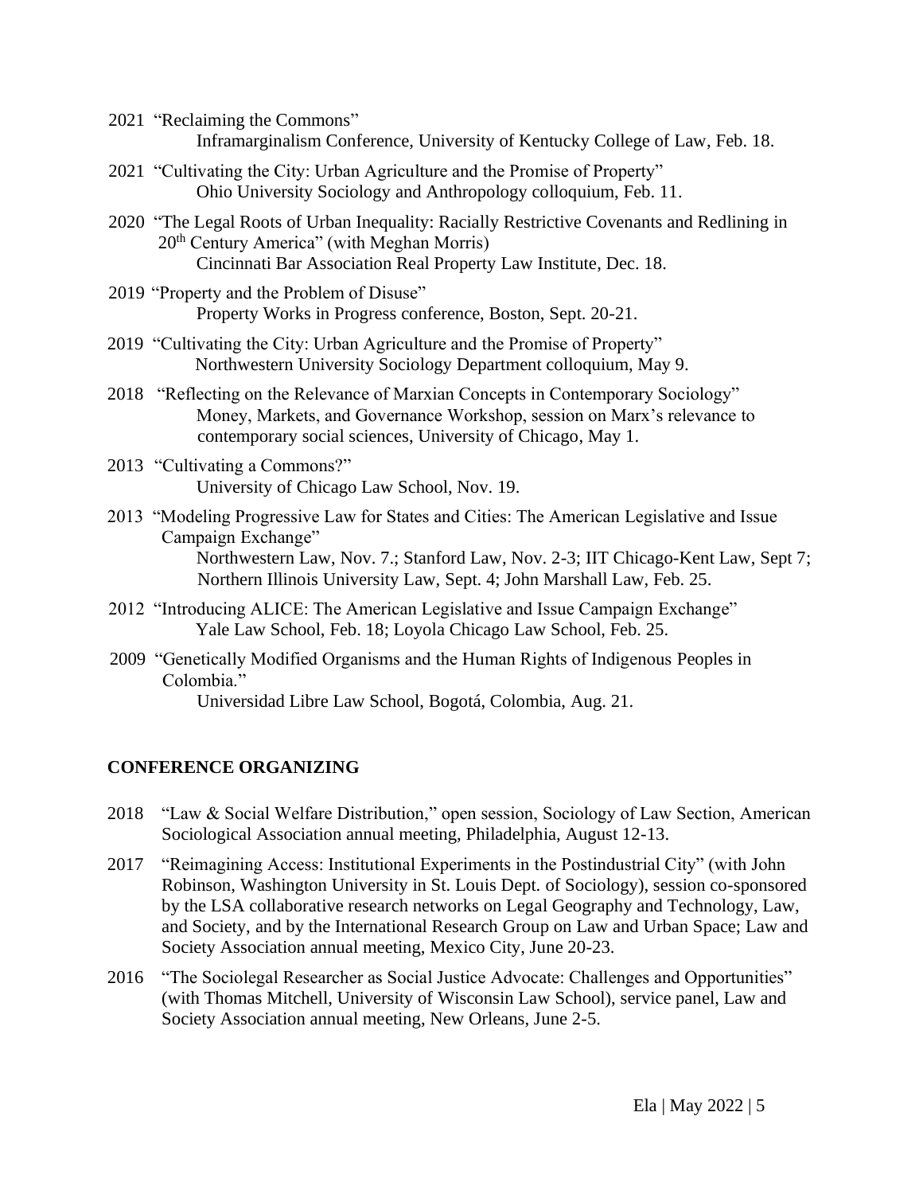2021 "Reclaiming the Commons"
Inframarginalism Conference, University of Kentucky College of Law, Feb. 18.

2021 "Cultivating the City: Urban Agriculture and the Promise of Property"
Ohio University Sociology and Anthropology colloquium, Feb. 11.

2020 "The Legal Roots of Urban Inequality: Racially Restrictive Covenants and Redlining in 20th Century America" (with Meghan Morris)
Cincinnati Bar Association Real Property Law Institute, Dec. 18.

2019 "Property and the Problem of Disuse"
Property Works in Progress conference, Boston, Sept. 20-21.

2019 "Cultivating the City: Urban Agriculture and the Promise of Property"
Northwestern University Sociology Department colloquium, May 9.

2018 "Reflecting on the Relevance of Marxian Concepts in Contemporary Sociology"
Money, Markets, and Governance Workshop, session on Marx's relevance to contemporary social sciences, University of Chicago, May 1.

2013 "Cultivating a Commons?"
University of Chicago Law School, Nov. 19.

2013 "Modeling Progressive Law for States and Cities: The American Legislative and Issue Campaign Exchange"
Northwestern Law, Nov. 7.; Stanford Law, Nov. 2-3; IIT Chicago-Kent Law, Sept 7; Northern Illinois University Law, Sept. 4; John Marshall Law, Feb. 25.

2012 "Introducing ALICE: The American Legislative and Issue Campaign Exchange"
Yale Law School, Feb. 18; Loyola Chicago Law School, Feb. 25.

2009 "Genetically Modified Organisms and the Human Rights of Indigenous Peoples in Colombia."
Universidad Libre Law School, Bogotá, Colombia, Aug. 21.

## CONFERENCE ORGANIZING

2018 "Law & Social Welfare Distribution," open session, Sociology of Law Section, American Sociological Association annual meeting, Philadelphia, August 12-13.

2017 "Reimagining Access: Institutional Experiments in the Postindustrial City" (with John Robinson, Washington University in St. Louis Dept. of Sociology), session co-sponsored by the LSA collaborative research networks on Legal Geography and Technology, Law, and Society, and by the International Research Group on Law and Urban Space; Law and Society Association annual meeting, Mexico City, June 20-23.

2016 "The Sociolegal Researcher as Social Justice Advocate: Challenges and Opportunities" (with Thomas Mitchell, University of Wisconsin Law School), service panel, Law and Society Association annual meeting, New Orleans, June 2-5.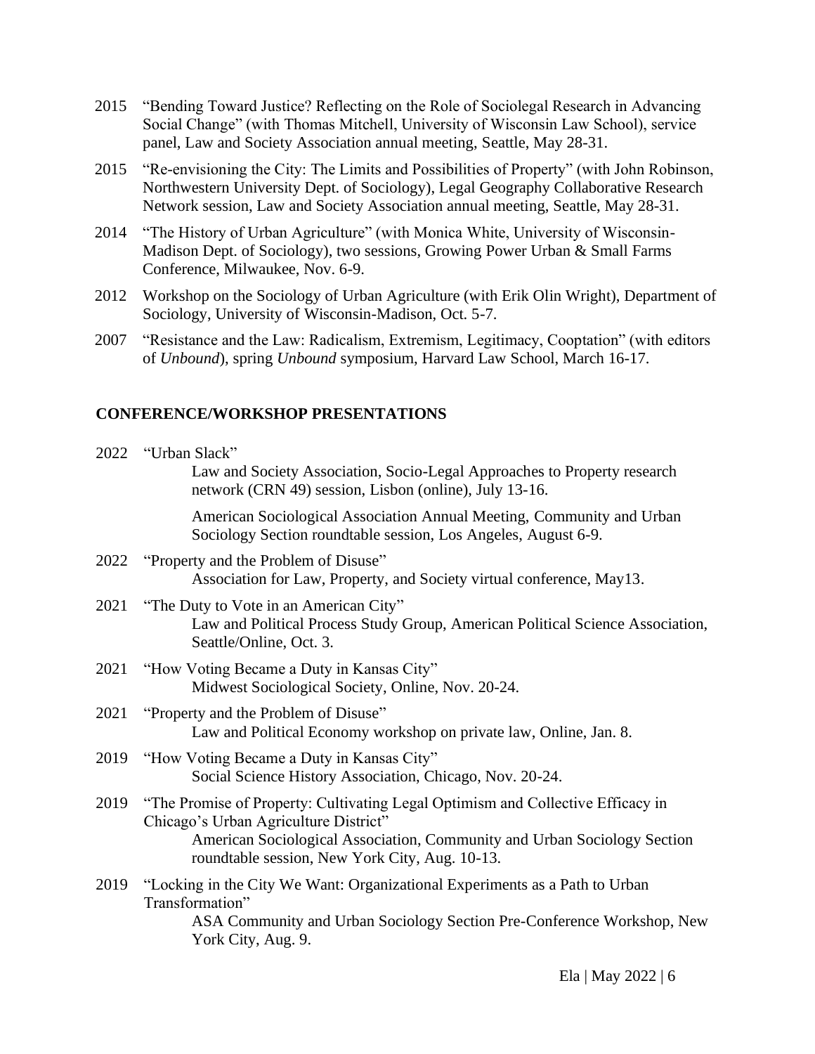2015 "Bending Toward Justice? Reflecting on the Role of Sociolegal Research in Advancing Social Change" (with Thomas Mitchell, University of Wisconsin Law School), service panel, Law and Society Association annual meeting, Seattle, May 28-31.

2015 "Re-envisioning the City: The Limits and Possibilities of Property" (with John Robinson, Northwestern University Dept. of Sociology), Legal Geography Collaborative Research Network session, Law and Society Association annual meeting, Seattle, May 28-31.

2014 "The History of Urban Agriculture" (with Monica White, University of Wisconsin-Madison Dept. of Sociology), two sessions, Growing Power Urban & Small Farms Conference, Milwaukee, Nov. 6-9.

2012 Workshop on the Sociology of Urban Agriculture (with Erik Olin Wright), Department of Sociology, University of Wisconsin-Madison, Oct. 5-7.

2007 "Resistance and the Law: Radicalism, Extremism, Legitimacy, Cooptation" (with editors of *Unbound*), spring *Unbound* symposium, Harvard Law School, March 16-17.

## CONFERENCE/WORKSHOP PRESENTATIONS

2022 "Urban Slack"

Law and Society Association, Socio-Legal Approaches to Property research network (CRN 49) session, Lisbon (online), July 13-16.

American Sociological Association Annual Meeting, Community and Urban Sociology Section roundtable session, Los Angeles, August 6-9.

2022 "Property and the Problem of Disuse"

Association for Law, Property, and Society virtual conference, May13.

2021 "The Duty to Vote in an American City"

Law and Political Process Study Group, American Political Science Association, Seattle/Online, Oct. 3.

2021 "How Voting Became a Duty in Kansas City"

Midwest Sociological Society, Online, Nov. 20-24.

2021 "Property and the Problem of Disuse"

Law and Political Economy workshop on private law, Online, Jan. 8.

2019 "How Voting Became a Duty in Kansas City"

Social Science History Association, Chicago, Nov. 20-24.

2019 "The Promise of Property: Cultivating Legal Optimism and Collective Efficacy in Chicago's Urban Agriculture District"

American Sociological Association, Community and Urban Sociology Section roundtable session, New York City, Aug. 10-13.

2019 "Locking in the City We Want: Organizational Experiments as a Path to Urban Transformation"

ASA Community and Urban Sociology Section Pre-Conference Workshop, New York City, Aug. 9.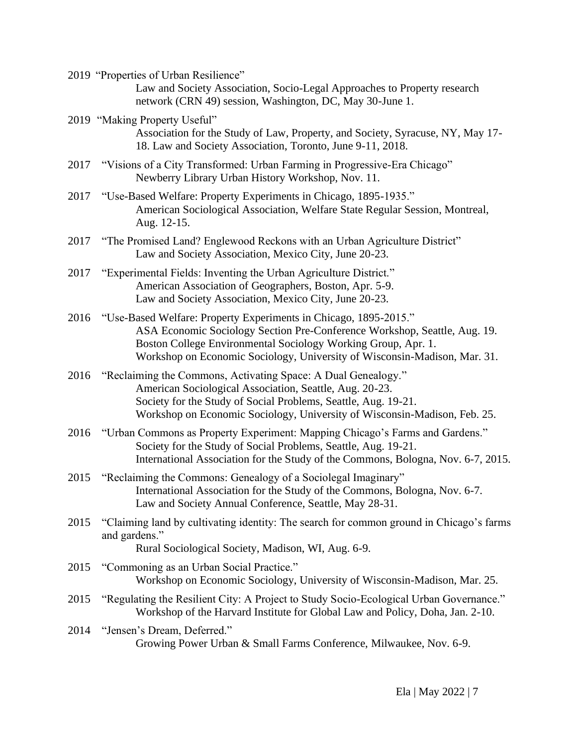2019 "Properties of Urban Resilience"
Law and Society Association, Socio-Legal Approaches to Property research network (CRN 49) session, Washington, DC, May 30-June 1.

2019 "Making Property Useful"
Association for the Study of Law, Property, and Society, Syracuse, NY, May 17-18. Law and Society Association, Toronto, June 9-11, 2018.

2017 "Visions of a City Transformed: Urban Farming in Progressive-Era Chicago"
Newberry Library Urban History Workshop, Nov. 11.

2017 "Use-Based Welfare: Property Experiments in Chicago, 1895-1935."
American Sociological Association, Welfare State Regular Session, Montreal, Aug. 12-15.

2017 "The Promised Land? Englewood Reckons with an Urban Agriculture District"
Law and Society Association, Mexico City, June 20-23.

2017 "Experimental Fields: Inventing the Urban Agriculture District."
American Association of Geographers, Boston, Apr. 5-9.
Law and Society Association, Mexico City, June 20-23.

2016 "Use-Based Welfare: Property Experiments in Chicago, 1895-2015."
ASA Economic Sociology Section Pre-Conference Workshop, Seattle, Aug. 19.
Boston College Environmental Sociology Working Group, Apr. 1.
Workshop on Economic Sociology, University of Wisconsin-Madison, Mar. 31.

2016 "Reclaiming the Commons, Activating Space: A Dual Genealogy."
American Sociological Association, Seattle, Aug. 20-23.
Society for the Study of Social Problems, Seattle, Aug. 19-21.
Workshop on Economic Sociology, University of Wisconsin-Madison, Feb. 25.

2016 "Urban Commons as Property Experiment: Mapping Chicago's Farms and Gardens."
Society for the Study of Social Problems, Seattle, Aug. 19-21.
International Association for the Study of the Commons, Bologna, Nov. 6-7, 2015.

2015 "Reclaiming the Commons: Genealogy of a Sociolegal Imaginary"
International Association for the Study of the Commons, Bologna, Nov. 6-7.
Law and Society Annual Conference, Seattle, May 28-31.

2015 "Claiming land by cultivating identity: The search for common ground in Chicago's farms and gardens."
Rural Sociological Society, Madison, WI, Aug. 6-9.

2015 "Commoning as an Urban Social Practice."
Workshop on Economic Sociology, University of Wisconsin-Madison, Mar. 25.

2015 "Regulating the Resilient City: A Project to Study Socio-Ecological Urban Governance."
Workshop of the Harvard Institute for Global Law and Policy, Doha, Jan. 2-10.

2014 "Jensen's Dream, Deferred."
Growing Power Urban & Small Farms Conference, Milwaukee, Nov. 6-9.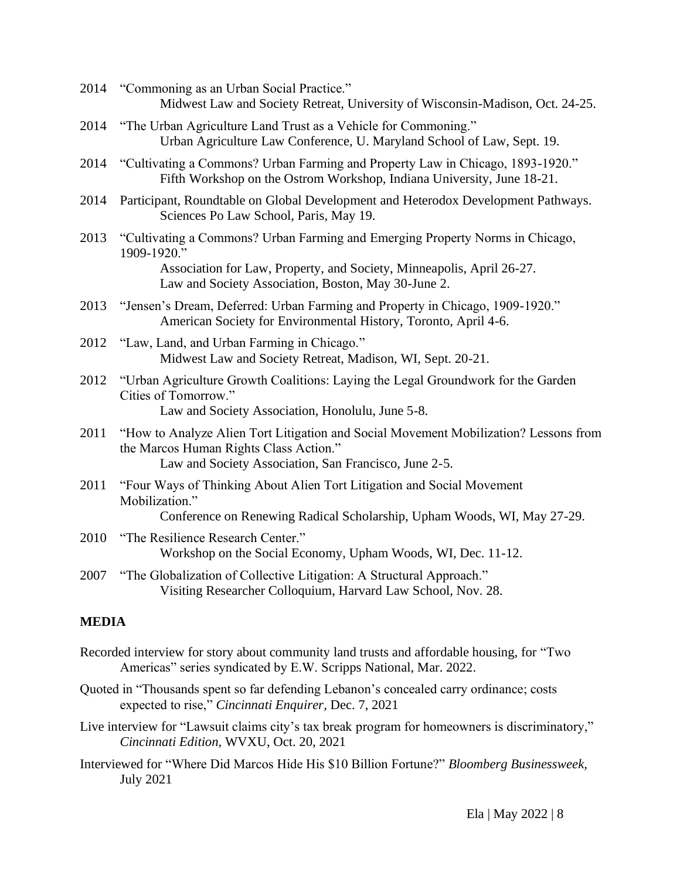2014 "Commoning as an Urban Social Practice."
Midwest Law and Society Retreat, University of Wisconsin-Madison, Oct. 24-25.

2014 "The Urban Agriculture Land Trust as a Vehicle for Commoning."
Urban Agriculture Law Conference, U. Maryland School of Law, Sept. 19.

2014 "Cultivating a Commons? Urban Farming and Property Law in Chicago, 1893-1920."
Fifth Workshop on the Ostrom Workshop, Indiana University, June 18-21.

2014 Participant, Roundtable on Global Development and Heterodox Development Pathways.
Sciences Po Law School, Paris, May 19.

2013 "Cultivating a Commons? Urban Farming and Emerging Property Norms in Chicago, 1909-1920."
Association for Law, Property, and Society, Minneapolis, April 26-27.
Law and Society Association, Boston, May 30-June 2.

2013 "Jensen's Dream, Deferred: Urban Farming and Property in Chicago, 1909-1920."
American Society for Environmental History, Toronto, April 4-6.

2012 "Law, Land, and Urban Farming in Chicago."
Midwest Law and Society Retreat, Madison, WI, Sept. 20-21.

2012 "Urban Agriculture Growth Coalitions: Laying the Legal Groundwork for the Garden Cities of Tomorrow."
Law and Society Association, Honolulu, June 5-8.

2011 "How to Analyze Alien Tort Litigation and Social Movement Mobilization? Lessons from the Marcos Human Rights Class Action."
Law and Society Association, San Francisco, June 2-5.

2011 "Four Ways of Thinking About Alien Tort Litigation and Social Movement Mobilization."
Conference on Renewing Radical Scholarship, Upham Woods, WI, May 27-29.

2010 "The Resilience Research Center."
Workshop on the Social Economy, Upham Woods, WI, Dec. 11-12.

2007 "The Globalization of Collective Litigation: A Structural Approach."
Visiting Researcher Colloquium, Harvard Law School, Nov. 28.

## MEDIA

Recorded interview for story about community land trusts and affordable housing, for "Two Americas" series syndicated by E.W. Scripps National, Mar. 2022.

Quoted in "Thousands spent so far defending Lebanon's concealed carry ordinance; costs expected to rise," *Cincinnati Enquirer*, Dec. 7, 2021

Live interview for "Lawsuit claims city's tax break program for homeowners is discriminatory," *Cincinnati Edition*, WVXU, Oct. 20, 2021

Interviewed for "Where Did Marcos Hide His $10 Billion Fortune?" *Bloomberg Businessweek*, July 2021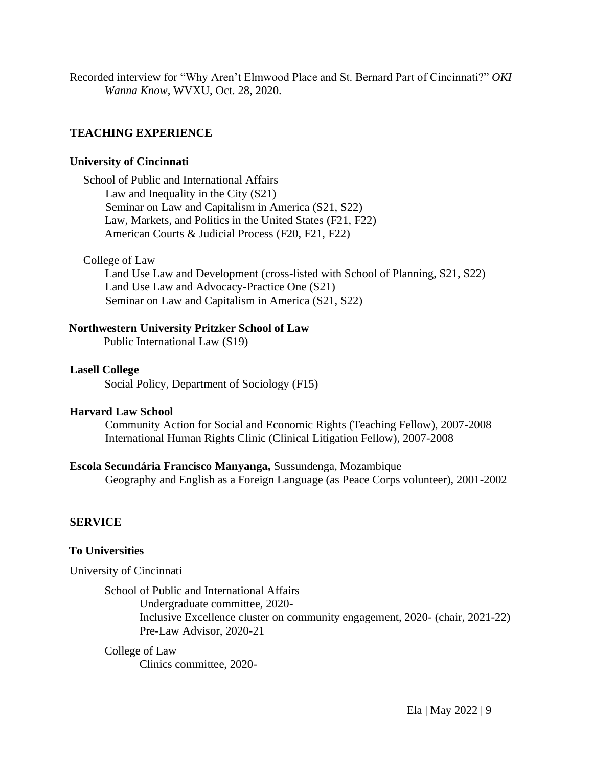Recorded interview for "Why Aren't Elmwood Place and St. Bernard Part of Cincinnati?" *OKI Wanna Know*, WVXU, Oct. 28, 2020.

## TEACHING EXPERIENCE

### University of Cincinnati

School of Public and International Affairs

- Law and Inequality in the City (S21)
- Seminar on Law and Capitalism in America (S21, S22)
- Law, Markets, and Politics in the United States (F21, F22)
- American Courts & Judicial Process (F20, F21, F22)

College of Law

- Land Use Law and Development (cross-listed with School of Planning, S21, S22)
- Land Use Law and Advocacy-Practice One (S21)
- Seminar on Law and Capitalism in America (S21, S22)

### Northwestern University Pritzker School of Law

Public International Law (S19)

### Lasell College

Social Policy, Department of Sociology (F15)

### Harvard Law School

Community Action for Social and Economic Rights (Teaching Fellow), 2007-2008
International Human Rights Clinic (Clinical Litigation Fellow), 2007-2008

**Escola Secundária Francisco Manyanga,** Sussundenga, Mozambique

Geography and English as a Foreign Language (as Peace Corps volunteer), 2001-2002

## SERVICE

### To Universities

University of Cincinnati

School of Public and International Affairs

- Undergraduate committee, 2020-
- Inclusive Excellence cluster on community engagement, 2020- (chair, 2021-22)
- Pre-Law Advisor, 2020-21

College of Law

- Clinics committee, 2020-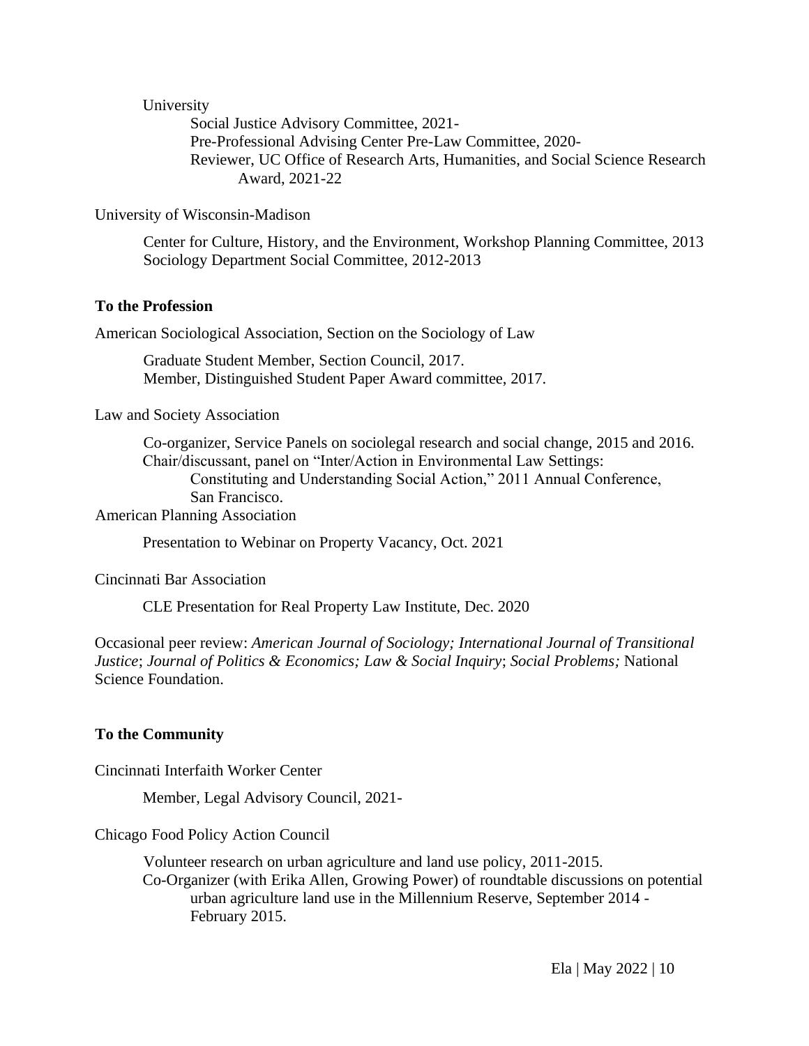University

Social Justice Advisory Committee, 2021-
Pre-Professional Advising Center Pre-Law Committee, 2020-
Reviewer, UC Office of Research Arts, Humanities, and Social Science Research Award, 2021-22

University of Wisconsin-Madison

Center for Culture, History, and the Environment, Workshop Planning Committee, 2013
Sociology Department Social Committee, 2012-2013

**To the Profession**

American Sociological Association, Section on the Sociology of Law

Graduate Student Member, Section Council, 2017.
Member, Distinguished Student Paper Award committee, 2017.

Law and Society Association

Co-organizer, Service Panels on sociolegal research and social change, 2015 and 2016.
Chair/discussant, panel on "Inter/Action in Environmental Law Settings: Constituting and Understanding Social Action," 2011 Annual Conference, San Francisco.

American Planning Association

Presentation to Webinar on Property Vacancy, Oct. 2021

Cincinnati Bar Association

CLE Presentation for Real Property Law Institute, Dec. 2020

Occasional peer review: *American Journal of Sociology; International Journal of Transitional Justice*; *Journal of Politics & Economics; Law & Social Inquiry*; *Social Problems;* National Science Foundation.

**To the Community**

Cincinnati Interfaith Worker Center

Member, Legal Advisory Council, 2021-

Chicago Food Policy Action Council

Volunteer research on urban agriculture and land use policy, 2011-2015.
Co-Organizer (with Erika Allen, Growing Power) of roundtable discussions on potential urban agriculture land use in the Millennium Reserve, September 2014 - February 2015.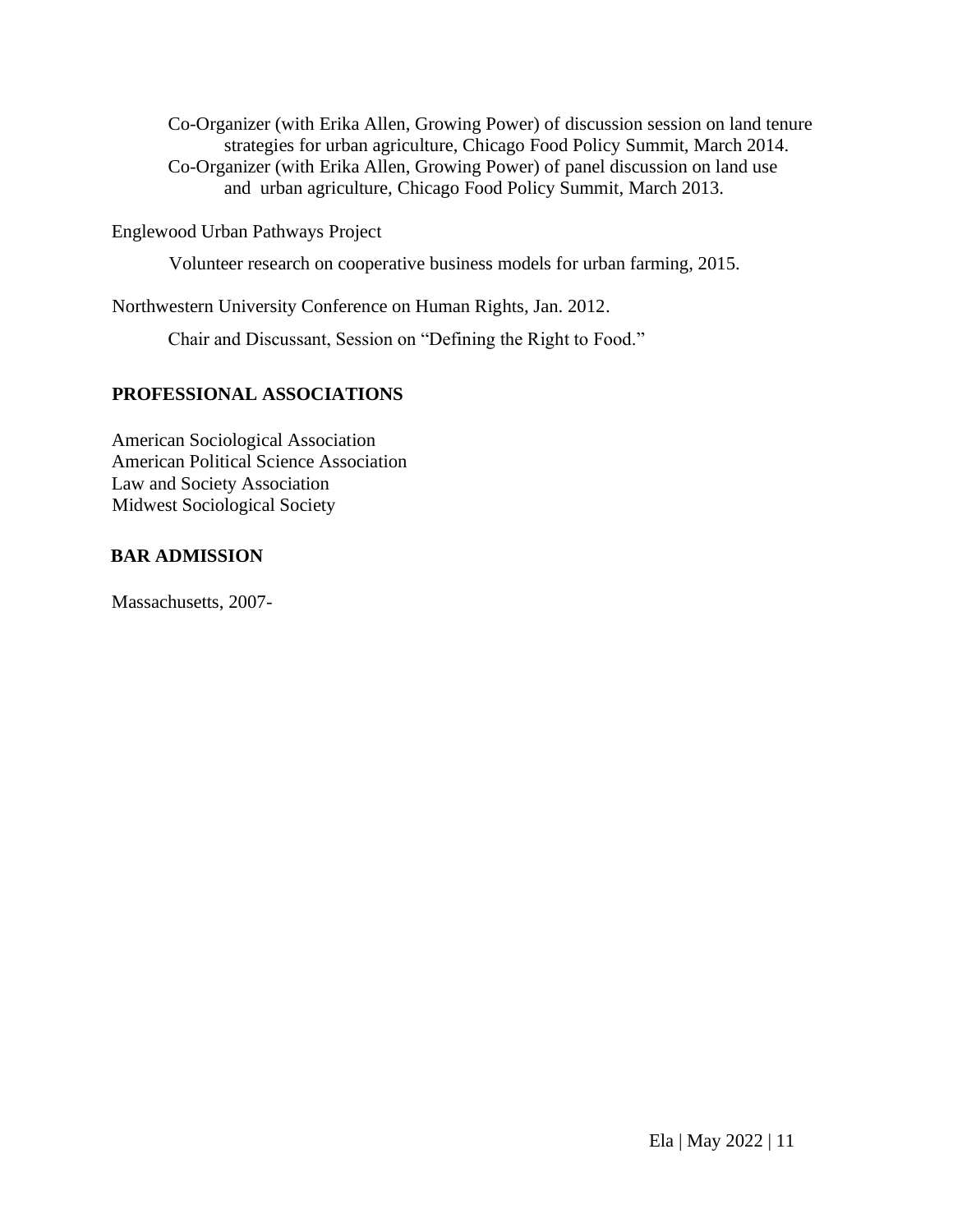Co-Organizer (with Erika Allen, Growing Power) of discussion session on land tenure strategies for urban agriculture, Chicago Food Policy Summit, March 2014.

Co-Organizer (with Erika Allen, Growing Power) of panel discussion on land use and urban agriculture, Chicago Food Policy Summit, March 2013.

Englewood Urban Pathways Project

Volunteer research on cooperative business models for urban farming, 2015.

Northwestern University Conference on Human Rights, Jan. 2012.

Chair and Discussant, Session on "Defining the Right to Food."

## PROFESSIONAL ASSOCIATIONS

American Sociological Association
American Political Science Association
Law and Society Association
Midwest Sociological Society

## BAR ADMISSION

Massachusetts, 2007-